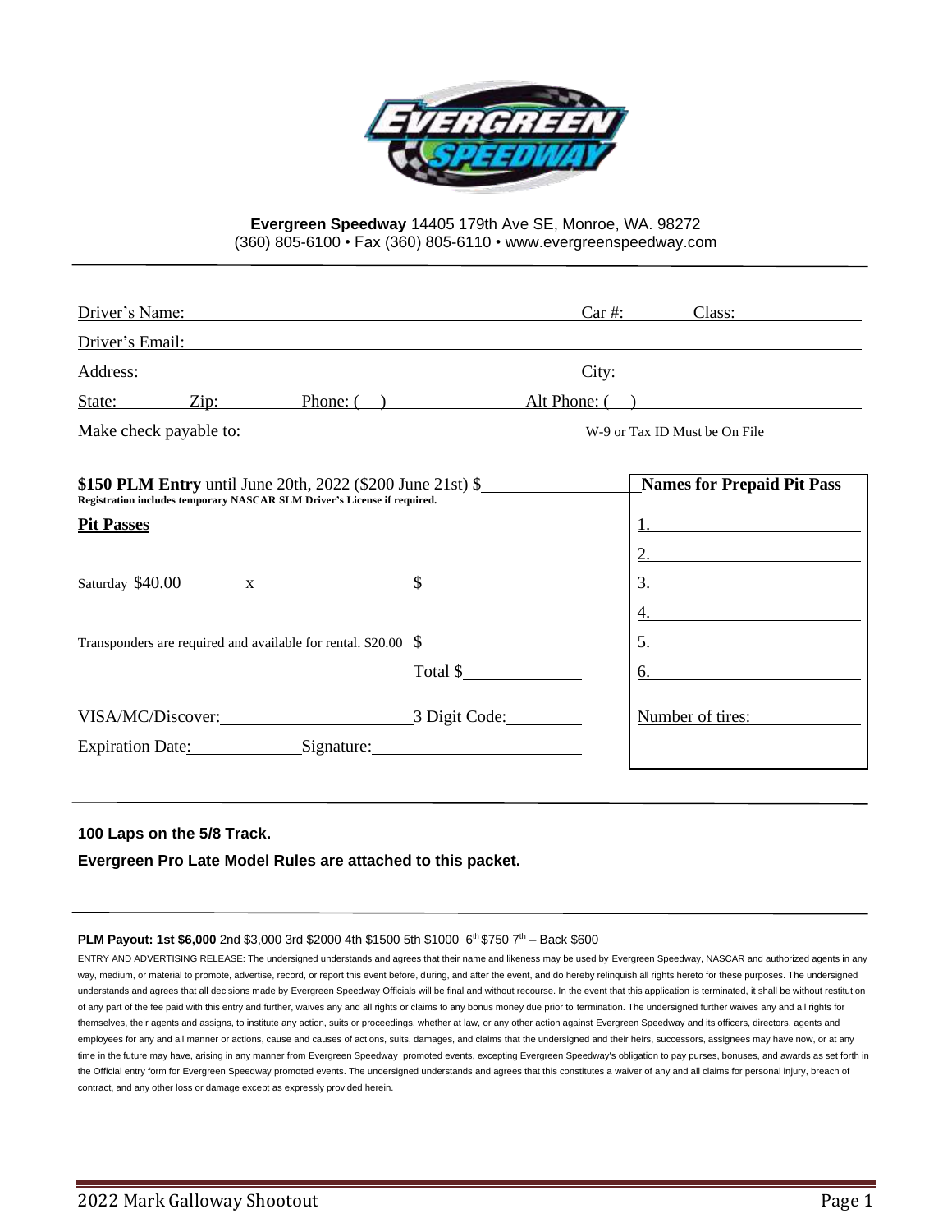**Evergreen Speedway** 14405 179th Ave SE, Monroe, WA. 98272
(360) 805-6100 • Fax (360) 805-6110 • www.evergreenspeedway.com

---

Driver's Name: ______________________ Car #: ______ Class: ______

Driver's Email: ______________________

Address: ______________________ City: ______________________

State: ______ Zip: ______ Phone: ( ) ______ Alt Phone: ( ) ______

Make check payable to: ______________________ W-9 or Tax ID Must be On File

**$150 PLM Entry** until June 20th, 2022 ($200 June 21st) $______

**Registration includes temporary NASCAR SLM Driver's License if required.**

**Pit Passes**

Saturday $40.00 x______ $______

Transponders are required and available for rental. $20.00 $______

Total $______

VISA/MC/Discover: ______________________ 3 Digit Code: ______

Expiration Date: ______ Signature: ______________________

**Names for Prepaid Pit Pass**

1. ______
2. ______
3. ______
4. ______
5. ______
6. ______

Number of tires: ______

---

**100 Laps on the 5/8 Track.**

**Evergreen Pro Late Model Rules are attached to this packet.**

---

**PLM Payout: 1st $6,000** 2nd $3,000 3rd $2000 4th $1500 5th $1000 6th $750 7th – Back $600

ENTRY AND ADVERTISING RELEASE: The undersigned understands and agrees that their name and likeness may be used by Evergreen Speedway, NASCAR and authorized agents in any way, medium, or material to promote, advertise, record, or report this event before, during, and after the event, and do hereby relinquish all rights hereto for these purposes. The undersigned understands and agrees that all decisions made by Evergreen Speedway Officials will be final and without recourse. In the event that this application is terminated, it shall be without restitution of any part of the fee paid with this entry and further, waives any and all rights or claims to any bonus money due prior to termination. The undersigned further waives any and all rights for themselves, their agents and assigns, to institute any action, suits or proceedings, whether at law, or any other action against Evergreen Speedway and its officers, directors, agents and employees for any and all manner or actions, cause and causes of actions, suits, damages, and claims that the undersigned and their heirs, successors, assignees may have now, or at any time in the future may have, arising in any manner from Evergreen Speedway promoted events, excepting Evergreen Speedway's obligation to pay purses, bonuses, and awards as set forth in the Official entry form for Evergreen Speedway promoted events. The undersigned understands and agrees that this constitutes a waiver of any and all claims for personal injury, breach of contract, and any other loss or damage except as expressly provided herein.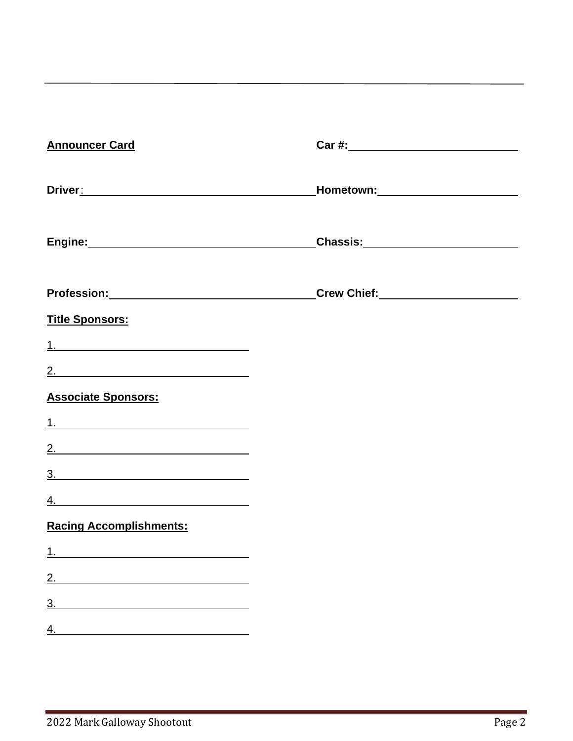**Announcer Card**

**Car #:** ______________________

**Driver**: ______________________ **Hometown:** ______________________

**Engine:** ______________________ **Chassis:** ______________________

**Profession:** ______________________ **Crew Chief:** ______________________

**Title Sponsors:**

1. ______________________
2. ______________________

**Associate Sponsors:**

1. ______________________
2. ______________________
3. ______________________
4. ______________________

**Racing Accomplishments:**

1. ______________________
2. ______________________
3. ______________________
4. ______________________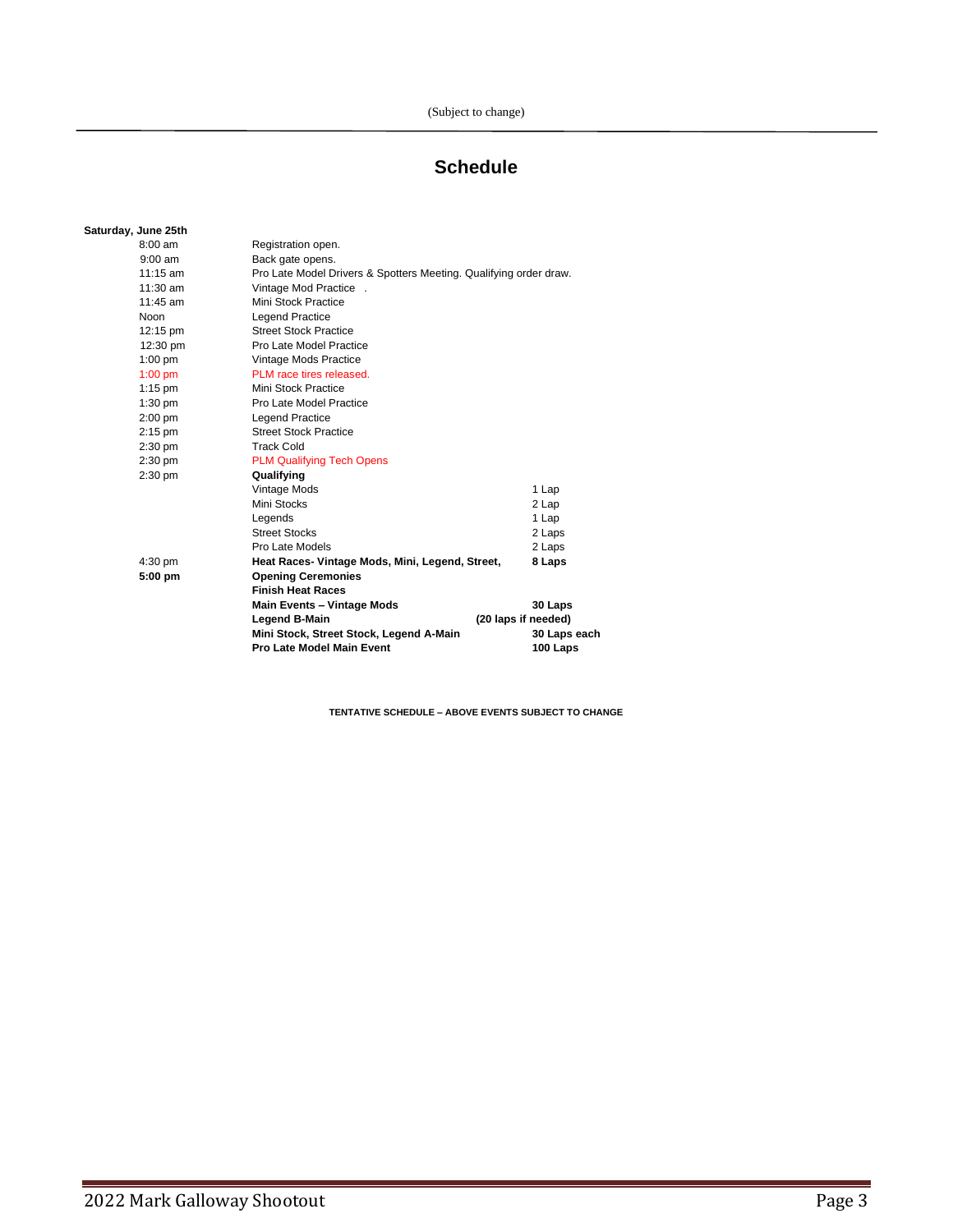(Subject to change)

# Schedule

**Saturday, June 25th**

| Time | Event | Laps |
|---|---|---|
| 8:00 am | Registration open. | |
| 9:00 am | Back gate opens. | |
| 11:15 am | Pro Late Model Drivers & Spotters Meeting. Qualifying order draw. | |
| 11:30 am | Vintage Mod Practice . | |
| 11:45 am | Mini Stock Practice | |
| Noon | Legend Practice | |
| 12:15 pm | Street Stock Practice | |
| 12:30 pm | Pro Late Model Practice | |
| 1:00 pm | Vintage Mods Practice | |
| 1:00 pm | PLM race tires released. | |
| 1:15 pm | Mini Stock Practice | |
| 1:30 pm | Pro Late Model Practice | |
| 2:00 pm | Legend Practice | |
| 2:15 pm | Street Stock Practice | |
| 2:30 pm | Track Cold | |
| 2:30 pm | PLM Qualifying Tech Opens | |
| 2:30 pm | **Qualifying** | |
| | Vintage Mods | 1 Lap |
| | Mini Stocks | 2 Lap |
| | Legends | 1 Lap |
| | Street Stocks | 2 Laps |
| | Pro Late Models | 2 Laps |
| 4:30 pm | **Heat Races- Vintage Mods, Mini, Legend, Street,** | **8 Laps** |
| **5:00 pm** | **Opening Ceremonies** | |
| | **Finish Heat Races** | |
| | **Main Events – Vintage Mods** | **30 Laps** |
| | **Legend B-Main** | **(20 laps if needed)** |
| | **Mini Stock, Street Stock, Legend A-Main** | **30 Laps each** |
| | **Pro Late Model Main Event** | **100 Laps** |

**TENTATIVE SCHEDULE – ABOVE EVENTS SUBJECT TO CHANGE**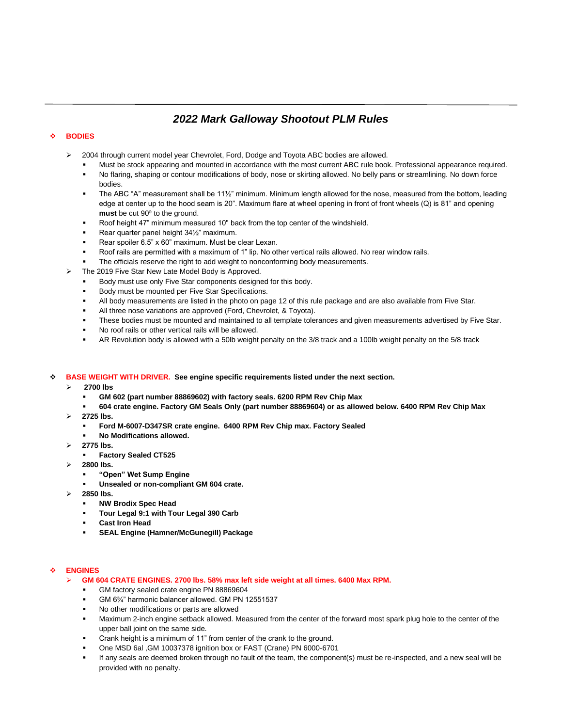## *2022 Mark Galloway Shootout PLM Rules*

### BODIES

- 2004 through current model year Chevrolet, Ford, Dodge and Toyota ABC bodies are allowed.
  - Must be stock appearing and mounted in accordance with the most current ABC rule book. Professional appearance required.
  - No flaring, shaping or contour modifications of body, nose or skirting allowed. No belly pans or streamlining. No down force bodies.
  - The ABC "A" measurement shall be 11½" minimum. Minimum length allowed for the nose, measured from the bottom, leading edge at center up to the hood seam is 20". Maximum flare at wheel opening in front of front wheels (Q) is 81" and opening **must** be cut 90º to the ground.
  - Roof height 47" minimum measured 10" back from the top center of the windshield.
  - Rear quarter panel height 34½" maximum.
  - Rear spoiler 6.5" x 60" maximum. Must be clear Lexan.
  - Roof rails are permitted with a maximum of 1" lip. No other vertical rails allowed. No rear window rails.
  - The officials reserve the right to add weight to nonconforming body measurements.
- The 2019 Five Star New Late Model Body is Approved.
  - Body must use only Five Star components designed for this body.
  - Body must be mounted per Five Star Specifications.
  - All body measurements are listed in the photo on page 12 of this rule package and are also available from Five Star.
  - All three nose variations are approved (Ford, Chevrolet, & Toyota).
  - These bodies must be mounted and maintained to all template tolerances and given measurements advertised by Five Star.
  - No roof rails or other vertical rails will be allowed.
  - AR Revolution body is allowed with a 50lb weight penalty on the 3/8 track and a 100lb weight penalty on the 5/8 track

### BASE WEIGHT WITH DRIVER. **See engine specific requirements listed under the next section.**

- **2700 lbs**
  - **GM 602 (part number 88869602) with factory seals. 6200 RPM Rev Chip Max**
  - **604 crate engine. Factory GM Seals Only (part number 88869604) or as allowed below. 6400 RPM Rev Chip Max**
- **2725 lbs.**
  - **Ford M-6007-D347SR crate engine. 6400 RPM Rev Chip max. Factory Sealed**
  - **No Modifications allowed.**
- **2775 lbs.**
  - **Factory Sealed CT525**
- **2800 lbs.**
  - **"Open" Wet Sump Engine**
  - **Unsealed or non-compliant GM 604 crate.**
- **2850 lbs.**
  - **NW Brodix Spec Head**
  - **Tour Legal 9:1 with Tour Legal 390 Carb**
  - **Cast Iron Head**
  - **SEAL Engine (Hamner/McGunegill) Package**

### ENGINES

- **GM 604 CRATE ENGINES. 2700 lbs. 58% max left side weight at all times. 6400 Max RPM.**
  - GM factory sealed crate engine PN 88869604
  - GM 6¾" harmonic balancer allowed. GM PN 12551537
  - No other modifications or parts are allowed
  - Maximum 2-inch engine setback allowed. Measured from the center of the forward most spark plug hole to the center of the upper ball joint on the same side.
  - Crank height is a minimum of 11" from center of the crank to the ground.
  - One MSD 6al ,GM 10037378 ignition box or FAST (Crane) PN 6000-6701
  - If any seals are deemed broken through no fault of the team, the component(s) must be re-inspected, and a new seal will be provided with no penalty.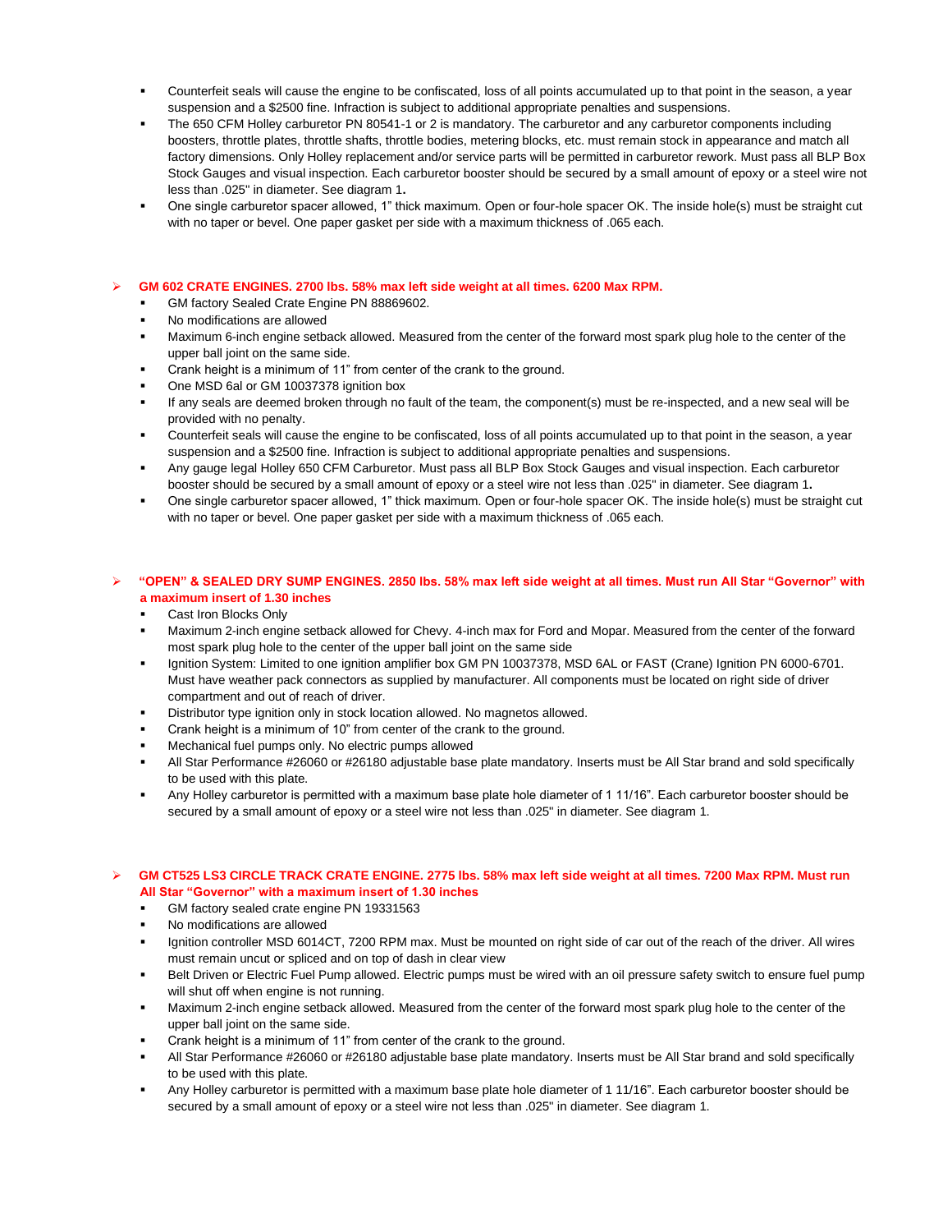- Counterfeit seals will cause the engine to be confiscated, loss of all points accumulated up to that point in the season, a year suspension and a $2500 fine. Infraction is subject to additional appropriate penalties and suspensions.
- The 650 CFM Holley carburetor PN 80541-1 or 2 is mandatory. The carburetor and any carburetor components including boosters, throttle plates, throttle shafts, throttle bodies, metering blocks, etc. must remain stock in appearance and match all factory dimensions. Only Holley replacement and/or service parts will be permitted in carburetor rework. Must pass all BLP Box Stock Gauges and visual inspection. Each carburetor booster should be secured by a small amount of epoxy or a steel wire not less than .025" in diameter. See diagram 1**.**
- One single carburetor spacer allowed, 1" thick maximum. Open or four-hole spacer OK. The inside hole(s) must be straight cut with no taper or bevel. One paper gasket per side with a maximum thickness of .065 each.

## GM 602 CRATE ENGINES. 2700 lbs. 58% max left side weight at all times. 6200 Max RPM.

- GM factory Sealed Crate Engine PN 88869602.
- No modifications are allowed
- Maximum 6-inch engine setback allowed. Measured from the center of the forward most spark plug hole to the center of the upper ball joint on the same side.
- Crank height is a minimum of 11" from center of the crank to the ground.
- One MSD 6al or GM 10037378 ignition box
- If any seals are deemed broken through no fault of the team, the component(s) must be re-inspected, and a new seal will be provided with no penalty.
- Counterfeit seals will cause the engine to be confiscated, loss of all points accumulated up to that point in the season, a year suspension and a $2500 fine. Infraction is subject to additional appropriate penalties and suspensions.
- Any gauge legal Holley 650 CFM Carburetor. Must pass all BLP Box Stock Gauges and visual inspection. Each carburetor booster should be secured by a small amount of epoxy or a steel wire not less than .025" in diameter. See diagram 1**.**
- One single carburetor spacer allowed, 1" thick maximum. Open or four-hole spacer OK. The inside hole(s) must be straight cut with no taper or bevel. One paper gasket per side with a maximum thickness of .065 each.

## "OPEN" & SEALED DRY SUMP ENGINES. 2850 lbs. 58% max left side weight at all times. Must run All Star "Governor" with a maximum insert of 1.30 inches

- Cast Iron Blocks Only
- Maximum 2-inch engine setback allowed for Chevy. 4-inch max for Ford and Mopar. Measured from the center of the forward most spark plug hole to the center of the upper ball joint on the same side
- Ignition System: Limited to one ignition amplifier box GM PN 10037378, MSD 6AL or FAST (Crane) Ignition PN 6000-6701. Must have weather pack connectors as supplied by manufacturer. All components must be located on right side of driver compartment and out of reach of driver.
- Distributor type ignition only in stock location allowed. No magnetos allowed.
- Crank height is a minimum of 10" from center of the crank to the ground.
- Mechanical fuel pumps only. No electric pumps allowed
- All Star Performance #26060 or #26180 adjustable base plate mandatory. Inserts must be All Star brand and sold specifically to be used with this plate.
- Any Holley carburetor is permitted with a maximum base plate hole diameter of 1 11/16". Each carburetor booster should be secured by a small amount of epoxy or a steel wire not less than .025" in diameter. See diagram 1.

## GM CT525 LS3 CIRCLE TRACK CRATE ENGINE. 2775 lbs. 58% max left side weight at all times. 7200 Max RPM. Must run All Star "Governor" with a maximum insert of 1.30 inches

- GM factory sealed crate engine PN 19331563
- No modifications are allowed
- Ignition controller MSD 6014CT, 7200 RPM max. Must be mounted on right side of car out of the reach of the driver. All wires must remain uncut or spliced and on top of dash in clear view
- Belt Driven or Electric Fuel Pump allowed. Electric pumps must be wired with an oil pressure safety switch to ensure fuel pump will shut off when engine is not running.
- Maximum 2-inch engine setback allowed. Measured from the center of the forward most spark plug hole to the center of the upper ball joint on the same side.
- Crank height is a minimum of 11" from center of the crank to the ground.
- All Star Performance #26060 or #26180 adjustable base plate mandatory. Inserts must be All Star brand and sold specifically to be used with this plate.
- Any Holley carburetor is permitted with a maximum base plate hole diameter of 1 11/16". Each carburetor booster should be secured by a small amount of epoxy or a steel wire not less than .025" in diameter. See diagram 1.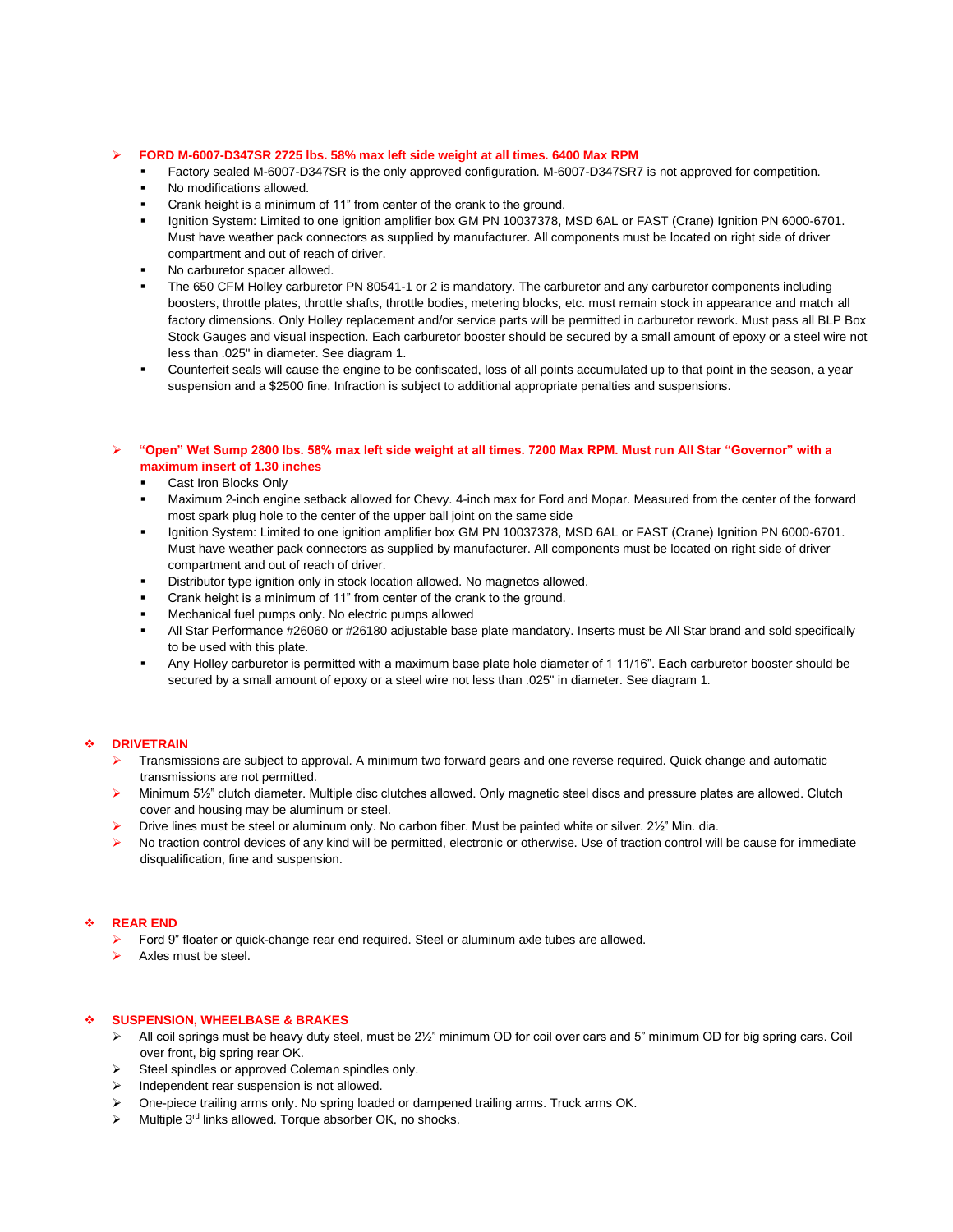- **FORD M-6007-D347SR 2725 lbs. 58% max left side weight at all times. 6400 Max RPM**
  - Factory sealed M-6007-D347SR is the only approved configuration. M-6007-D347SR7 is not approved for competition.
  - No modifications allowed.
  - Crank height is a minimum of 11" from center of the crank to the ground.
  - Ignition System: Limited to one ignition amplifier box GM PN 10037378, MSD 6AL or FAST (Crane) Ignition PN 6000-6701. Must have weather pack connectors as supplied by manufacturer. All components must be located on right side of driver compartment and out of reach of driver.
  - No carburetor spacer allowed.
  - The 650 CFM Holley carburetor PN 80541-1 or 2 is mandatory. The carburetor and any carburetor components including boosters, throttle plates, throttle shafts, throttle bodies, metering blocks, etc. must remain stock in appearance and match all factory dimensions. Only Holley replacement and/or service parts will be permitted in carburetor rework. Must pass all BLP Box Stock Gauges and visual inspection. Each carburetor booster should be secured by a small amount of epoxy or a steel wire not less than .025" in diameter. See diagram 1.
  - Counterfeit seals will cause the engine to be confiscated, loss of all points accumulated up to that point in the season, a year suspension and a $2500 fine. Infraction is subject to additional appropriate penalties and suspensions.

- **"Open" Wet Sump 2800 lbs. 58% max left side weight at all times. 7200 Max RPM. Must run All Star "Governor" with a maximum insert of 1.30 inches**
  - Cast Iron Blocks Only
  - Maximum 2-inch engine setback allowed for Chevy. 4-inch max for Ford and Mopar. Measured from the center of the forward most spark plug hole to the center of the upper ball joint on the same side
  - Ignition System: Limited to one ignition amplifier box GM PN 10037378, MSD 6AL or FAST (Crane) Ignition PN 6000-6701. Must have weather pack connectors as supplied by manufacturer. All components must be located on right side of driver compartment and out of reach of driver.
  - Distributor type ignition only in stock location allowed. No magnetos allowed.
  - Crank height is a minimum of 11" from center of the crank to the ground.
  - Mechanical fuel pumps only. No electric pumps allowed
  - All Star Performance #26060 or #26180 adjustable base plate mandatory. Inserts must be All Star brand and sold specifically to be used with this plate.
  - Any Holley carburetor is permitted with a maximum base plate hole diameter of 1 11/16". Each carburetor booster should be secured by a small amount of epoxy or a steel wire not less than .025" in diameter. See diagram 1.

## DRIVETRAIN

- Transmissions are subject to approval. A minimum two forward gears and one reverse required. Quick change and automatic transmissions are not permitted.
- Minimum 5½" clutch diameter. Multiple disc clutches allowed. Only magnetic steel discs and pressure plates are allowed. Clutch cover and housing may be aluminum or steel.
- Drive lines must be steel or aluminum only. No carbon fiber. Must be painted white or silver. 2½" Min. dia.
- No traction control devices of any kind will be permitted, electronic or otherwise. Use of traction control will be cause for immediate disqualification, fine and suspension.

## REAR END

- Ford 9" floater or quick-change rear end required. Steel or aluminum axle tubes are allowed.
- Axles must be steel.

## SUSPENSION, WHEELBASE & BRAKES

- All coil springs must be heavy duty steel, must be 2½" minimum OD for coil over cars and 5" minimum OD for big spring cars. Coil over front, big spring rear OK.
- Steel spindles or approved Coleman spindles only.
- Independent rear suspension is not allowed.
- One-piece trailing arms only. No spring loaded or dampened trailing arms. Truck arms OK.
- Multiple 3rd links allowed. Torque absorber OK, no shocks.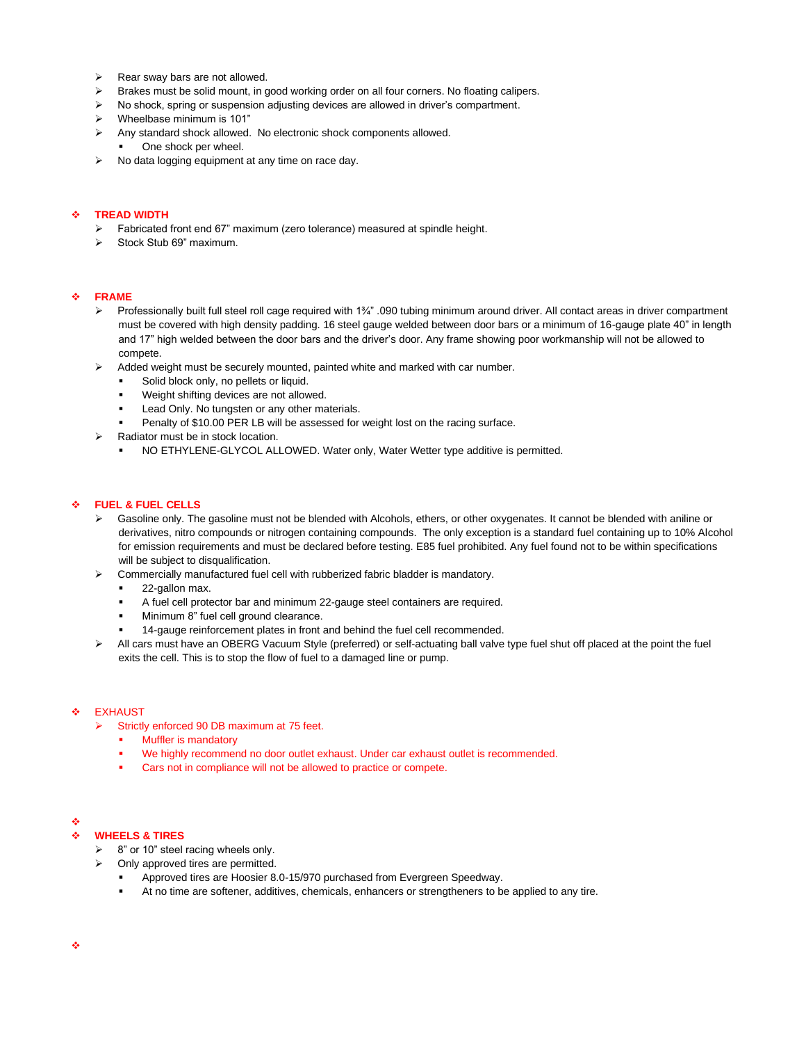- Rear sway bars are not allowed.
- Brakes must be solid mount, in good working order on all four corners. No floating calipers.
- No shock, spring or suspension adjusting devices are allowed in driver's compartment.
- Wheelbase minimum is 101"
- Any standard shock allowed. No electronic shock components allowed.
  - One shock per wheel.
- No data logging equipment at any time on race day.

## TREAD WIDTH

- Fabricated front end 67" maximum (zero tolerance) measured at spindle height.
- Stock Stub 69" maximum.

## FRAME

- Professionally built full steel roll cage required with 1¾" .090 tubing minimum around driver. All contact areas in driver compartment must be covered with high density padding. 16 steel gauge welded between door bars or a minimum of 16-gauge plate 40" in length and 17" high welded between the door bars and the driver's door. Any frame showing poor workmanship will not be allowed to compete.
- Added weight must be securely mounted, painted white and marked with car number.
  - Solid block only, no pellets or liquid.
  - Weight shifting devices are not allowed.
  - Lead Only. No tungsten or any other materials.
  - Penalty of $10.00 PER LB will be assessed for weight lost on the racing surface.
- Radiator must be in stock location.
  - NO ETHYLENE-GLYCOL ALLOWED. Water only, Water Wetter type additive is permitted.

## FUEL & FUEL CELLS

- Gasoline only. The gasoline must not be blended with Alcohols, ethers, or other oxygenates. It cannot be blended with aniline or derivatives, nitro compounds or nitrogen containing compounds. The only exception is a standard fuel containing up to 10% Alcohol for emission requirements and must be declared before testing. E85 fuel prohibited. Any fuel found not to be within specifications will be subject to disqualification.
- Commercially manufactured fuel cell with rubberized fabric bladder is mandatory.
  - 22-gallon max.
  - A fuel cell protector bar and minimum 22-gauge steel containers are required.
  - Minimum 8" fuel cell ground clearance.
  - 14-gauge reinforcement plates in front and behind the fuel cell recommended.
- All cars must have an OBERG Vacuum Style (preferred) or self-actuating ball valve type fuel shut off placed at the point the fuel exits the cell. This is to stop the flow of fuel to a damaged line or pump.

## EXHAUST

- Strictly enforced 90 DB maximum at 75 feet.
  - Muffler is mandatory
  - We highly recommend no door outlet exhaust. Under car exhaust outlet is recommended.
  - Cars not in compliance will not be allowed to practice or compete.

## WHEELS & TIRES

- 8" or 10" steel racing wheels only.
- Only approved tires are permitted.
  - Approved tires are Hoosier 8.0-15/970 purchased from Evergreen Speedway.
  - At no time are softener, additives, chemicals, enhancers or strengtheners to be applied to any tire.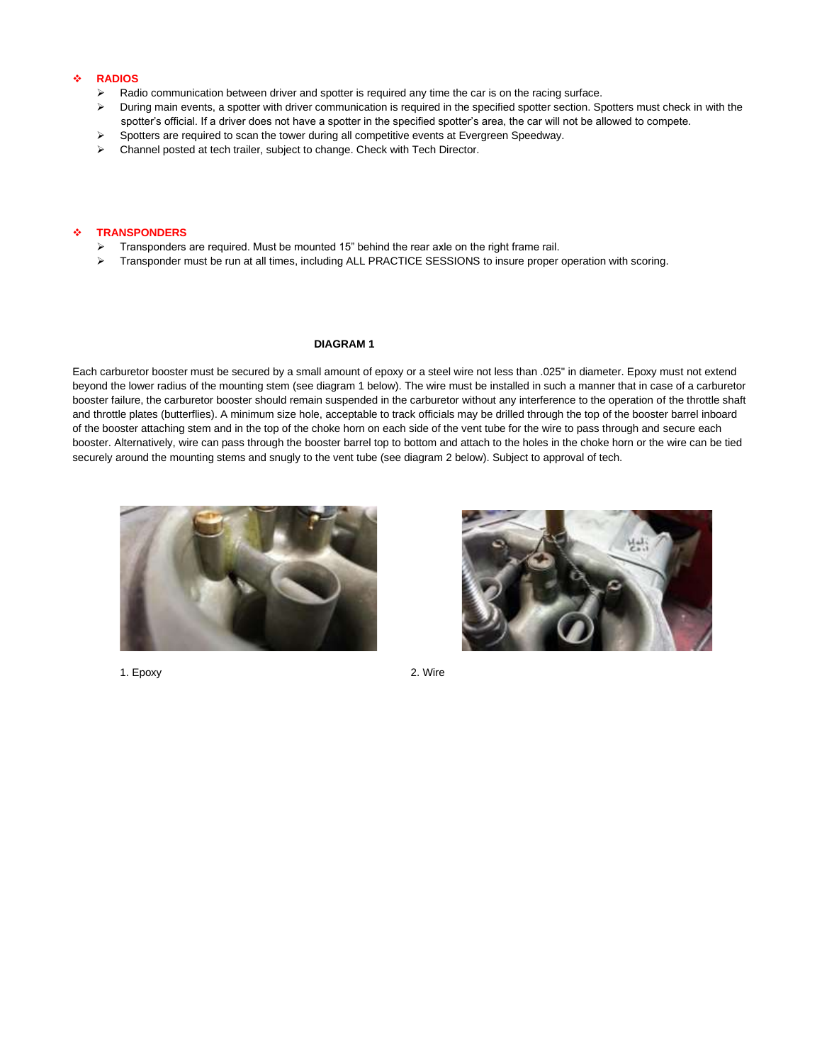## ❖ RADIOS

- Radio communication between driver and spotter is required any time the car is on the racing surface.
- During main events, a spotter with driver communication is required in the specified spotter section. Spotters must check in with the spotter's official. If a driver does not have a spotter in the specified spotter's area, the car will not be allowed to compete.
- Spotters are required to scan the tower during all competitive events at Evergreen Speedway.
- Channel posted at tech trailer, subject to change. Check with Tech Director.

## ❖ TRANSPONDERS

- Transponders are required. Must be mounted 15" behind the rear axle on the right frame rail.
- Transponder must be run at all times, including ALL PRACTICE SESSIONS to insure proper operation with scoring.

**DIAGRAM 1**

Each carburetor booster must be secured by a small amount of epoxy or a steel wire not less than .025" in diameter. Epoxy must not extend beyond the lower radius of the mounting stem (see diagram 1 below). The wire must be installed in such a manner that in case of a carburetor booster failure, the carburetor booster should remain suspended in the carburetor without any interference to the operation of the throttle shaft and throttle plates (butterflies). A minimum size hole, acceptable to track officials may be drilled through the top of the booster barrel inboard of the booster attaching stem and in the top of the choke horn on each side of the vent tube for the wire to pass through and secure each booster. Alternatively, wire can pass through the booster barrel top to bottom and attach to the holes in the choke horn or the wire can be tied securely around the mounting stems and snugly to the vent tube (see diagram 2 below). Subject to approval of tech.

1. Epoxy

2. Wire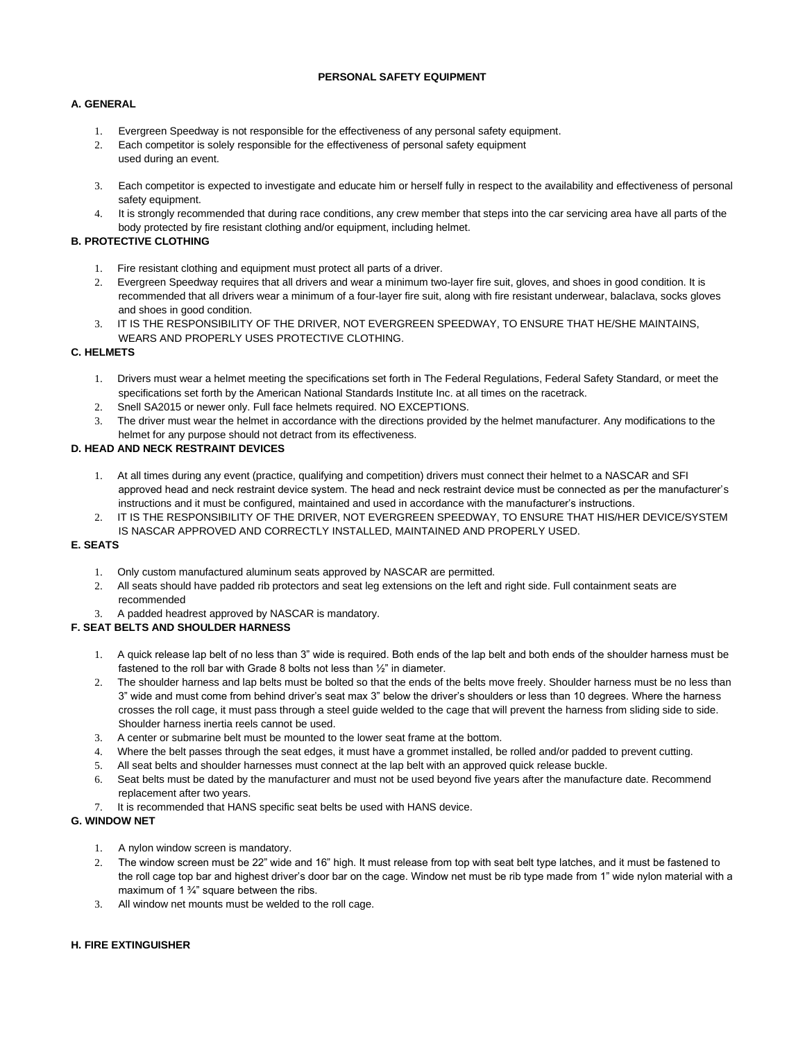# PERSONAL SAFETY EQUIPMENT

## A. GENERAL

1. Evergreen Speedway is not responsible for the effectiveness of any personal safety equipment.
2. Each competitor is solely responsible for the effectiveness of personal safety equipment used during an event.
3. Each competitor is expected to investigate and educate him or herself fully in respect to the availability and effectiveness of personal safety equipment.
4. It is strongly recommended that during race conditions, any crew member that steps into the car servicing area have all parts of the body protected by fire resistant clothing and/or equipment, including helmet.

## B. PROTECTIVE CLOTHING

1. Fire resistant clothing and equipment must protect all parts of a driver.
2. Evergreen Speedway requires that all drivers and wear a minimum two-layer fire suit, gloves, and shoes in good condition. It is recommended that all drivers wear a minimum of a four-layer fire suit, along with fire resistant underwear, balaclava, socks gloves and shoes in good condition.
3. IT IS THE RESPONSIBILITY OF THE DRIVER, NOT EVERGREEN SPEEDWAY, TO ENSURE THAT HE/SHE MAINTAINS, WEARS AND PROPERLY USES PROTECTIVE CLOTHING.

## C. HELMETS

1. Drivers must wear a helmet meeting the specifications set forth in The Federal Regulations, Federal Safety Standard, or meet the specifications set forth by the American National Standards Institute Inc. at all times on the racetrack.
2. Snell SA2015 or newer only. Full face helmets required. NO EXCEPTIONS.
3. The driver must wear the helmet in accordance with the directions provided by the helmet manufacturer. Any modifications to the helmet for any purpose should not detract from its effectiveness.

## D. HEAD AND NECK RESTRAINT DEVICES

1. At all times during any event (practice, qualifying and competition) drivers must connect their helmet to a NASCAR and SFI approved head and neck restraint device system. The head and neck restraint device must be connected as per the manufacturer's instructions and it must be configured, maintained and used in accordance with the manufacturer's instructions.
2. IT IS THE RESPONSIBILITY OF THE DRIVER, NOT EVERGREEN SPEEDWAY, TO ENSURE THAT HIS/HER DEVICE/SYSTEM IS NASCAR APPROVED AND CORRECTLY INSTALLED, MAINTAINED AND PROPERLY USED.

## E. SEATS

1. Only custom manufactured aluminum seats approved by NASCAR are permitted.
2. All seats should have padded rib protectors and seat leg extensions on the left and right side. Full containment seats are recommended
3. A padded headrest approved by NASCAR is mandatory.

## F. SEAT BELTS AND SHOULDER HARNESS

1. A quick release lap belt of no less than 3" wide is required. Both ends of the lap belt and both ends of the shoulder harness must be fastened to the roll bar with Grade 8 bolts not less than ½" in diameter.
2. The shoulder harness and lap belts must be bolted so that the ends of the belts move freely. Shoulder harness must be no less than 3" wide and must come from behind driver's seat max 3" below the driver's shoulders or less than 10 degrees. Where the harness crosses the roll cage, it must pass through a steel guide welded to the cage that will prevent the harness from sliding side to side. Shoulder harness inertia reels cannot be used.
3. A center or submarine belt must be mounted to the lower seat frame at the bottom.
4. Where the belt passes through the seat edges, it must have a grommet installed, be rolled and/or padded to prevent cutting.
5. All seat belts and shoulder harnesses must connect at the lap belt with an approved quick release buckle.
6. Seat belts must be dated by the manufacturer and must not be used beyond five years after the manufacture date. Recommend replacement after two years.
7. It is recommended that HANS specific seat belts be used with HANS device.

## G. WINDOW NET

1. A nylon window screen is mandatory.
2. The window screen must be 22" wide and 16" high. It must release from top with seat belt type latches, and it must be fastened to the roll cage top bar and highest driver's door bar on the cage. Window net must be rib type made from 1" wide nylon material with a maximum of 1 ¾" square between the ribs.
3. All window net mounts must be welded to the roll cage.

## H. FIRE EXTINGUISHER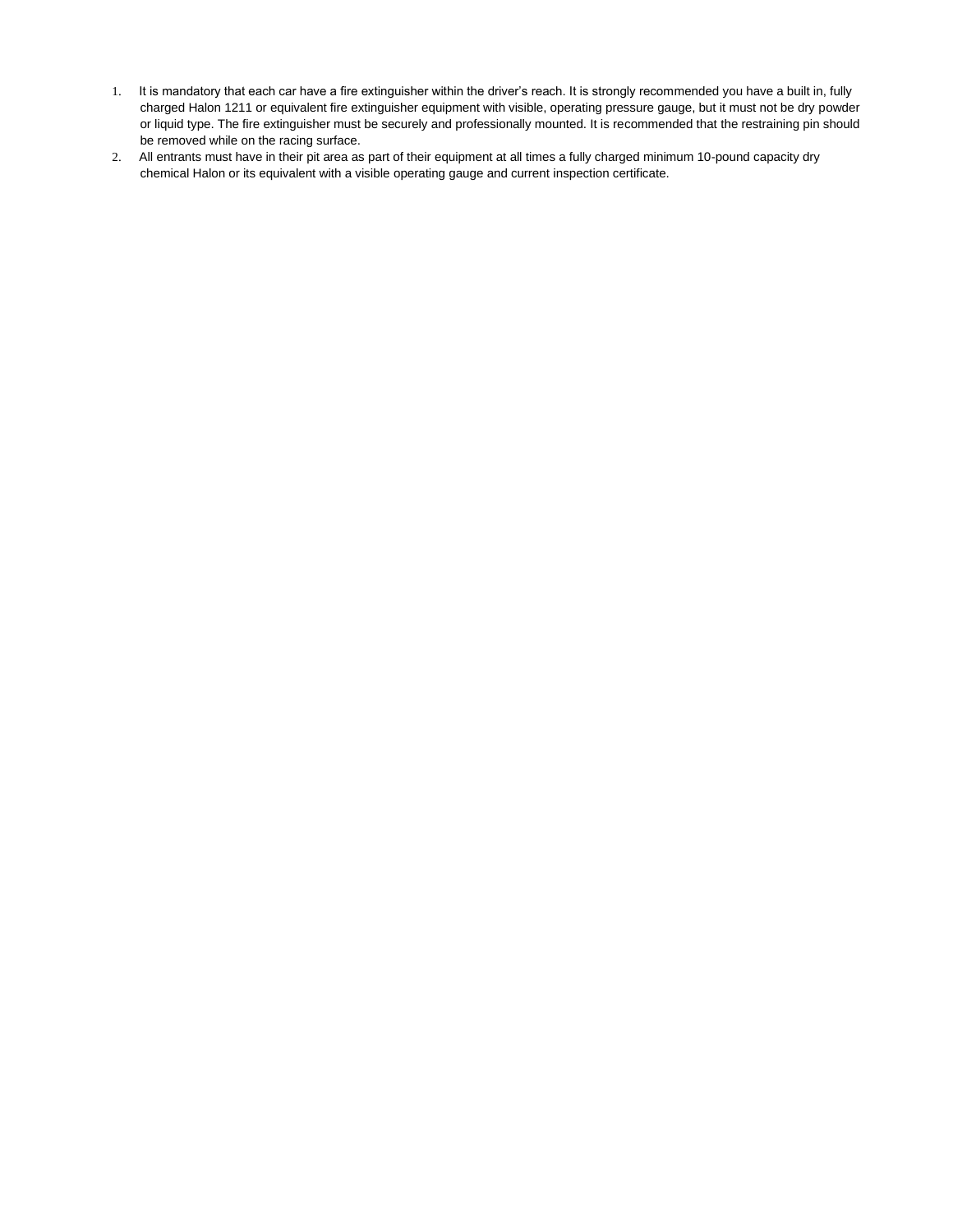1. It is mandatory that each car have a fire extinguisher within the driver's reach. It is strongly recommended you have a built in, fully charged Halon 1211 or equivalent fire extinguisher equipment with visible, operating pressure gauge, but it must not be dry powder or liquid type. The fire extinguisher must be securely and professionally mounted. It is recommended that the restraining pin should be removed while on the racing surface.
2. All entrants must have in their pit area as part of their equipment at all times a fully charged minimum 10-pound capacity dry chemical Halon or its equivalent with a visible operating gauge and current inspection certificate.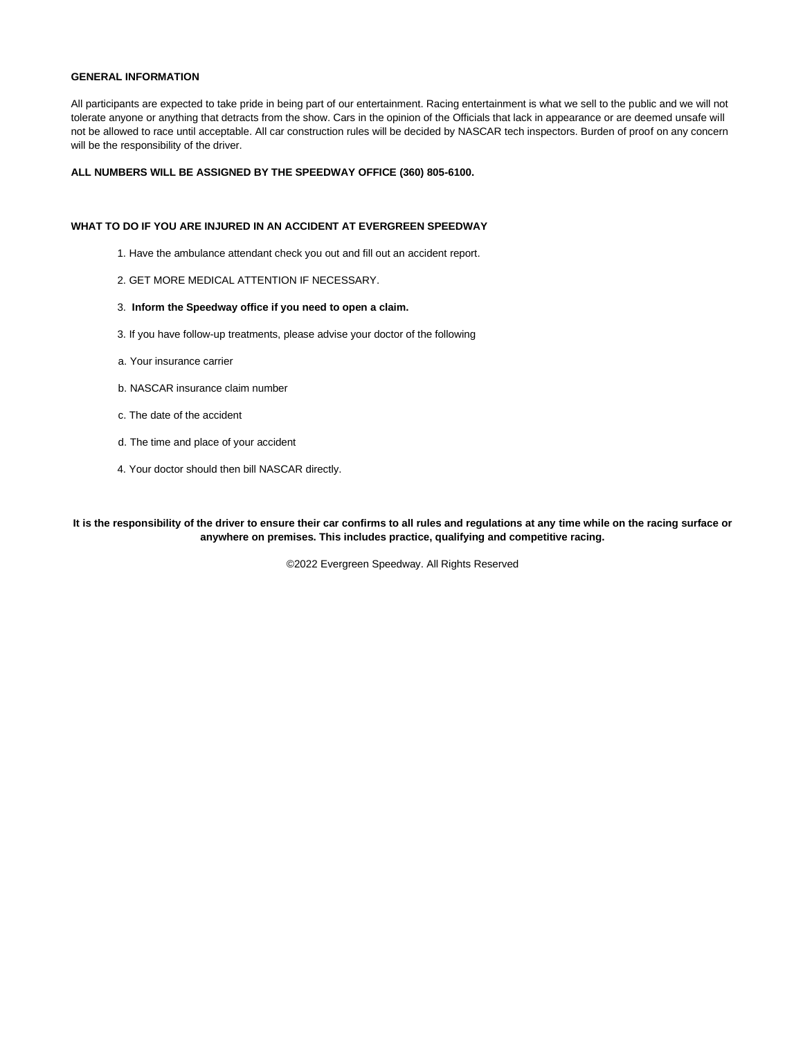**GENERAL INFORMATION**

All participants are expected to take pride in being part of our entertainment. Racing entertainment is what we sell to the public and we will not tolerate anyone or anything that detracts from the show. Cars in the opinion of the Officials that lack in appearance or are deemed unsafe will not be allowed to race until acceptable. All car construction rules will be decided by NASCAR tech inspectors. Burden of proof on any concern will be the responsibility of the driver.

**ALL NUMBERS WILL BE ASSIGNED BY THE SPEEDWAY OFFICE (360) 805-6100.**

**WHAT TO DO IF YOU ARE INJURED IN AN ACCIDENT AT EVERGREEN SPEEDWAY**

1. Have the ambulance attendant check you out and fill out an accident report.

2. GET MORE MEDICAL ATTENTION IF NECESSARY.

3. **Inform the Speedway office if you need to open a claim.**

3. If you have follow-up treatments, please advise your doctor of the following

a. Your insurance carrier

b. NASCAR insurance claim number

c. The date of the accident

d. The time and place of your accident

4. Your doctor should then bill NASCAR directly.

**It is the responsibility of the driver to ensure their car confirms to all rules and regulations at any time while on the racing surface or anywhere on premises. This includes practice, qualifying and competitive racing.**

©2022 Evergreen Speedway. All Rights Reserved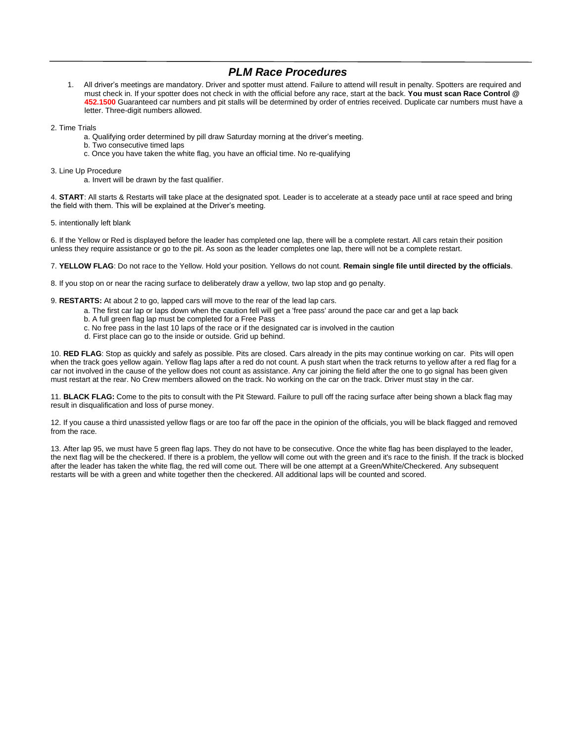# *PLM Race Procedures*

1. All driver's meetings are mandatory. Driver and spotter must attend. Failure to attend will result in penalty. Spotters are required and must check in. If your spotter does not check in with the official before any race, start at the back. **You must scan Race Control @ 452.1500** Guaranteed car numbers and pit stalls will be determined by order of entries received. Duplicate car numbers must have a letter. Three-digit numbers allowed.

2. Time Trials
   a. Qualifying order determined by pill draw Saturday morning at the driver's meeting.
   b. Two consecutive timed laps
   c. Once you have taken the white flag, you have an official time. No re-qualifying

3. Line Up Procedure
   a. Invert will be drawn by the fast qualifier.

4. **START**: All starts & Restarts will take place at the designated spot. Leader is to accelerate at a steady pace until at race speed and bring the field with them. This will be explained at the Driver's meeting.

5. intentionally left blank

6. If the Yellow or Red is displayed before the leader has completed one lap, there will be a complete restart. All cars retain their position unless they require assistance or go to the pit. As soon as the leader completes one lap, there will not be a complete restart.

7. **YELLOW FLAG**: Do not race to the Yellow. Hold your position. Yellows do not count. **Remain single file until directed by the officials**.

8. If you stop on or near the racing surface to deliberately draw a yellow, two lap stop and go penalty.

9. **RESTARTS:** At about 2 to go, lapped cars will move to the rear of the lead lap cars.
   a. The first car lap or laps down when the caution fell will get a 'free pass' around the pace car and get a lap back
   b. A full green flag lap must be completed for a Free Pass
   c. No free pass in the last 10 laps of the race or if the designated car is involved in the caution
   d. First place can go to the inside or outside. Grid up behind.

10. **RED FLAG**: Stop as quickly and safely as possible. Pits are closed. Cars already in the pits may continue working on car. Pits will open when the track goes yellow again. Yellow flag laps after a red do not count. A push start when the track returns to yellow after a red flag for a car not involved in the cause of the yellow does not count as assistance. Any car joining the field after the one to go signal has been given must restart at the rear. No Crew members allowed on the track. No working on the car on the track. Driver must stay in the car.

11. **BLACK FLAG:** Come to the pits to consult with the Pit Steward. Failure to pull off the racing surface after being shown a black flag may result in disqualification and loss of purse money.

12. If you cause a third unassisted yellow flags or are too far off the pace in the opinion of the officials, you will be black flagged and removed from the race.

13. After lap 95, we must have 5 green flag laps. They do not have to be consecutive. Once the white flag has been displayed to the leader, the next flag will be the checkered. If there is a problem, the yellow will come out with the green and it's race to the finish. If the track is blocked after the leader has taken the white flag, the red will come out. There will be one attempt at a Green/White/Checkered. Any subsequent restarts will be with a green and white together then the checkered. All additional laps will be counted and scored.